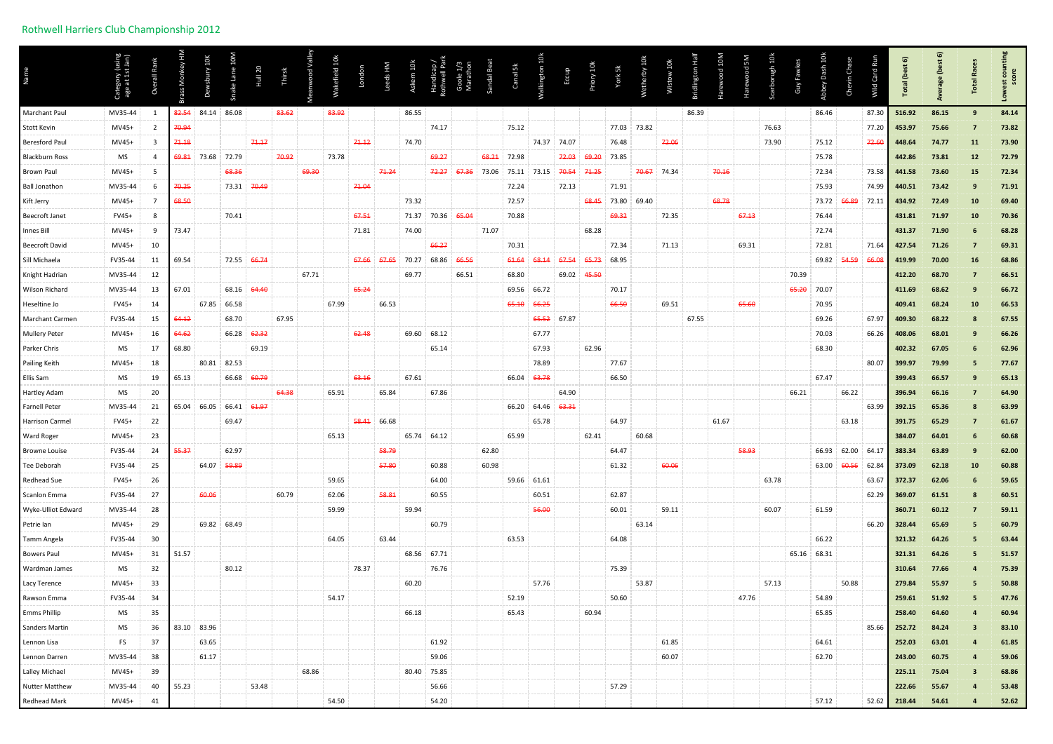# Rothwell Harriers Club Championship 2012

| Name | Category (using age at 1st Jan) | Overall Rank | Brass Monkey HM | Dewsbury 10K | Snake Lane 10M | Hull 20 | Thirsk | Meanwood Valley | Wakefield 10k | London | Leeds HM | Askern 10k | Handicap / Rothwell Park | Goole 1/3 Marathon | Sandal Beat | Canal 5k | Walkington 10k | Eccup | Priory 10k | York 5k | Wetherby 10k | Wistow 10k | Bridlington Half | Harewood 10M | Harewood 5M | Scarborough 10k | Guy Fawkes | Abbey Dash 10k | Chevin Chase | Wild Card Run | Total (best 6) | Average (best 6) | Total Races | Lowest counting score |
|---|---|---|---|---|---|---|---|---|---|---|---|---|---|---|---|---|---|---|---|---|---|---|---|---|---|---|---|---|---|---|---|---|---|---|
| Marchant Paul | MV35-44 | 1 | ~~82.54~~ | 84.14 | 86.08 | | ~~83.62~~ | | ~~83.92~~ | | | 86.55 | | | | | | | | | | | 86.39 | | | | | 86.46 | | 87.30 | 516.92 | 86.15 | 9 | 84.14 |
| Stott Kevin | MV45+ | 2 | ~~70.94~~ | | | | | | | | | | 74.17 | | | 75.12 | | | | 77.03 | 73.82 | | | | | 76.63 | | | | 77.20 | 453.97 | 75.66 | 7 | 73.82 |
| Beresford Paul | MV45+ | 3 | ~~71.18~~ | | | ~~71.17~~ | | | | ~~71.12~~ | | 74.70 | | | | | 74.37 | 74.07 | | 76.48 | | ~~72.06~~ | | | | 73.90 | | 75.12 | | ~~72.60~~ | 448.64 | 74.77 | 11 | 73.90 |
| Blackburn Ross | MS | 4 | ~~69.81~~ | 73.68 | 72.79 | | ~~70.92~~ | | 73.78 | | | | ~~69.27~~ | | ~~68.21~~ | 72.98 | | ~~72.03~~ | ~~69.20~~ | 73.85 | | | | | | | | 75.78 | | | 442.86 | 73.81 | 12 | 72.79 |
| Brown Paul | MV45+ | 5 | | | ~~68.36~~ | | | ~~69.30~~ | | | ~~71.24~~ | | ~~72.27~~ | ~~67.36~~ | 73.06 | 75.11 | 73.15 | ~~70.54~~ | ~~71.25~~ | | ~~70.67~~ | 74.34 | | ~~70.16~~ | | | | 72.34 | | 73.58 | 441.58 | 73.60 | 15 | 72.34 |
| Ball Jonathon | MV35-44 | 6 | ~~70.25~~ | | 73.31 | ~~70.49~~ | | | | ~~71.04~~ | | | | | | 72.24 | | 72.13 | | 71.91 | | | | | | | | 75.93 | | 74.99 | 440.51 | 73.42 | 9 | 71.91 |
| Kift Jerry | MV45+ | 7 | ~~68.50~~ | | | | | | | | | 73.32 | | | | 72.57 | | | ~~68.45~~ | 73.80 | 69.40 | | | ~~68.78~~ | | | | 73.72 | ~~66.89~~ | 72.11 | 434.92 | 72.49 | 10 | 69.40 |
| Beecroft Janet | FV45+ | 8 | | | 70.41 | | | | | ~~67.51~~ | | 71.37 | 70.36 | ~~65.04~~ | | 70.88 | | | | ~~69.32~~ | | 72.35 | | | ~~67.13~~ | | | 76.44 | | | 431.81 | 71.97 | 10 | 70.36 |
| Innes Bill | MV45+ | 9 | 73.47 | | | | | | | 71.81 | | 74.00 | | | 71.07 | | | | 68.28 | | | | | | | | | 72.74 | | | 431.37 | 71.90 | 6 | 68.28 |
| Beecroft David | MV45+ | 10 | | | | | | | | | | | ~~66.27~~ | | | 70.31 | | | | 72.34 | | 71.13 | | | 69.31 | | | 72.81 | | 71.64 | 427.54 | 71.26 | 7 | 69.31 |
| Sill Michaela | FV35-44 | 11 | 69.54 | | 72.55 | ~~66.74~~ | | | | ~~67.66~~ | ~~67.65~~ | 70.27 | 68.86 | ~~66.56~~ | | ~~61.64~~ | ~~68.14~~ | ~~67.54~~ | ~~65.73~~ | 68.95 | | | | | | | | 69.82 | ~~54.59~~ | ~~66.08~~ | 419.99 | 70.00 | 16 | 68.86 |
| Knight Hadrian | MV35-44 | 12 | | | | | | 67.71 | | | | 69.77 | | 66.51 | | 68.80 | | 69.02 | ~~45.50~~ | | | | | | | | 70.39 | | | | 412.20 | 68.70 | 7 | 66.51 |
| Wilson Richard | MV35-44 | 13 | 67.01 | | 68.16 | ~~64.40~~ | | | | ~~65.24~~ | | | | | | 69.56 | 66.72 | | | 70.17 | | | | | | | ~~65.20~~ | 70.07 | | | 411.69 | 68.62 | 9 | 66.72 |
| Heseltine Jo | FV45+ | 14 | | 67.85 | 66.58 | | | | 67.99 | | 66.53 | | | | | ~~65.10~~ | ~~66.25~~ | | | ~~66.50~~ | | 69.51 | | | ~~65.60~~ | | | 70.95 | | | 409.41 | 68.24 | 10 | 66.53 |
| Marchant Carmen | FV35-44 | 15 | ~~64.12~~ | | 68.70 | | 67.95 | | | | | | | | | | ~~65.52~~ | 67.87 | | | | | 67.55 | | | | | 69.26 | | 67.97 | 409.30 | 68.22 | 8 | 67.55 |
| Mullery Peter | MV45+ | 16 | ~~64.62~~ | | 66.28 | ~~62.32~~ | | | | ~~62.48~~ | | 69.60 | 68.12 | | | | 67.77 | | | | | | | | | | | 70.03 | | 66.26 | 408.06 | 68.01 | 9 | 66.26 |
| Parker Chris | MS | 17 | 68.80 | | | 69.19 | | | | | | | 65.14 | | | | 67.93 | | 62.96 | | | | | | | | | 68.30 | | | 402.32 | 67.05 | 6 | 62.96 |
| Pailing Keith | MV45+ | 18 | | 80.81 | 82.53 | | | | | | | | | | | | 78.89 | | | 77.67 | | | | | | | | | | 80.07 | 399.97 | 79.99 | 5 | 77.67 |
| Ellis Sam | MS | 19 | 65.13 | | 66.68 | ~~60.79~~ | | | | ~~63.16~~ | | 67.61 | | | | 66.04 | ~~63.78~~ | | | 66.50 | | | | | | | | 67.47 | | | 399.43 | 66.57 | 9 | 65.13 |
| Hartley Adam | MS | 20 | | | | | ~~64.38~~ | | 65.91 | | 65.84 | | 67.86 | | | | | 64.90 | | | | | | | | | 66.21 | | 66.22 | | 396.94 | 66.16 | 7 | 64.90 |
| Farnell Peter | MV35-44 | 21 | 65.04 | 66.05 | 66.41 | ~~61.97~~ | | | | | | | | | | 66.20 | 64.46 | ~~63.31~~ | | | | | | | | | | | | 63.99 | 392.15 | 65.36 | 8 | 63.99 |
| Harrison Carmel | FV45+ | 22 | | | 69.47 | | | | | ~~58.41~~ | 66.68 | | | | | | 65.78 | | | 64.97 | | | | 61.67 | | | | | 63.18 | | 391.75 | 65.29 | 7 | 61.67 |
| Ward Roger | MV45+ | 23 | | | | | | | 65.13 | | | 65.74 | 64.12 | | | 65.99 | | | 62.41 | | 60.68 | | | | | | | | | | 384.07 | 64.01 | 6 | 60.68 |
| Browne Louise | FV35-44 | 24 | ~~55.37~~ | | 62.97 | | | | | | ~~58.79~~ | | | | 62.80 | | | | | 64.47 | | | | | ~~58.93~~ | | | 66.93 | 62.00 | 64.17 | 383.34 | 63.89 | 9 | 62.00 |
| Tee Deborah | FV35-44 | 25 | | 64.07 | ~~59.89~~ | | | | | | ~~57.80~~ | | 60.88 | | 60.98 | | | | | 61.32 | | ~~60.06~~ | | | | | | 63.00 | ~~60.56~~ | 62.84 | 373.09 | 62.18 | 10 | 60.88 |
| Redhead Sue | FV45+ | 26 | | | | | | | 59.65 | | | | 64.00 | | | 59.66 | 61.61 | | | | | | | | | 63.78 | | | | 63.67 | 372.37 | 62.06 | 6 | 59.65 |
| Scanlon Emma | FV35-44 | 27 | | ~~60.06~~ | | | 60.79 | | 62.06 | | ~~58.81~~ | | 60.55 | | | | 60.51 | | | 62.87 | | | | | | | | | | 62.29 | 369.07 | 61.51 | 8 | 60.51 |
| Wyke-Ulliot Edward | MV35-44 | 28 | | | | | | | 59.99 | | | 59.94 | | | | | ~~56.00~~ | | | 60.01 | | 59.11 | | | | 60.07 | | 61.59 | | | 360.71 | 60.12 | 7 | 59.11 |
| Petrie Ian | MV45+ | 29 | | 69.82 | 68.49 | | | | | | | | 60.79 | | | | | | | | 63.14 | | | | | | | | | 66.20 | 328.44 | 65.69 | 5 | 60.79 |
| Tamm Angela | FV35-44 | 30 | | | | | | | 64.05 | | 63.44 | | | | | 63.53 | | | | 64.08 | | | | | | | | 66.22 | | | 321.32 | 64.26 | 5 | 63.44 |
| Bowers Paul | MV45+ | 31 | 51.57 | | | | | | | | | 68.56 | 67.71 | | | | | | | | | | | | | | 65.16 | 68.31 | | | 321.31 | 64.26 | 5 | 51.57 |
| Wardman James | MS | 32 | | | 80.12 | | | | | 78.37 | | | 76.76 | | | | | | | 75.39 | | | | | | | | | | | 310.64 | 77.66 | 4 | 75.39 |
| Lacy Terence | MV45+ | 33 | | | | | | | | | | 60.20 | | | | | 57.76 | | | | 53.87 | | | | | 57.13 | | | 50.88 | | 279.84 | 55.97 | 5 | 50.88 |
| Rawson Emma | FV35-44 | 34 | | | | | | | 54.17 | | | | | | | 52.19 | | | | 50.60 | | | | | 47.76 | | | 54.89 | | | 259.61 | 51.92 | 5 | 47.76 |
| Emms Phillip | MS | 35 | | | | | | | | | | 66.18 | | | | 65.43 | | | 60.94 | | | | | | | | | 65.85 | | | 258.40 | 64.60 | 4 | 60.94 |
| Sanders Martin | MS | 36 | 83.10 | 83.96 | | | | | | | | | | | | | | | | | | | | | | | | | | 85.66 | 252.72 | 84.24 | 3 | 83.10 |
| Lennon Lisa | FS | 37 | | 63.65 | | | | | | | | | 61.92 | | | | | | | | | 61.85 | | | | | | 64.61 | | | 252.03 | 63.01 | 4 | 61.85 |
| Lennon Darren | MV35-44 | 38 | | 61.17 | | | | | | | | | 59.06 | | | | | | | | | 60.07 | | | | | | 62.70 | | | 243.00 | 60.75 | 4 | 59.06 |
| Lalley Michael | MV45+ | 39 | | | | | | 68.86 | | | | 80.40 | 75.85 | | | | | | | | | | | | | | | | | | 225.11 | 75.04 | 3 | 68.86 |
| Nutter Matthew | MV35-44 | 40 | 55.23 | | | 53.48 | | | | | | | 56.66 | | | | | | | 57.29 | | | | | | | | | | | 222.66 | 55.67 | 4 | 53.48 |
| Redhead Mark | MV45+ | 41 | | | | | | | 54.50 | | | | 54.20 | | | | | | | | | | | | | | | 57.12 | | 52.62 | 218.44 | 54.61 | 4 | 52.62 |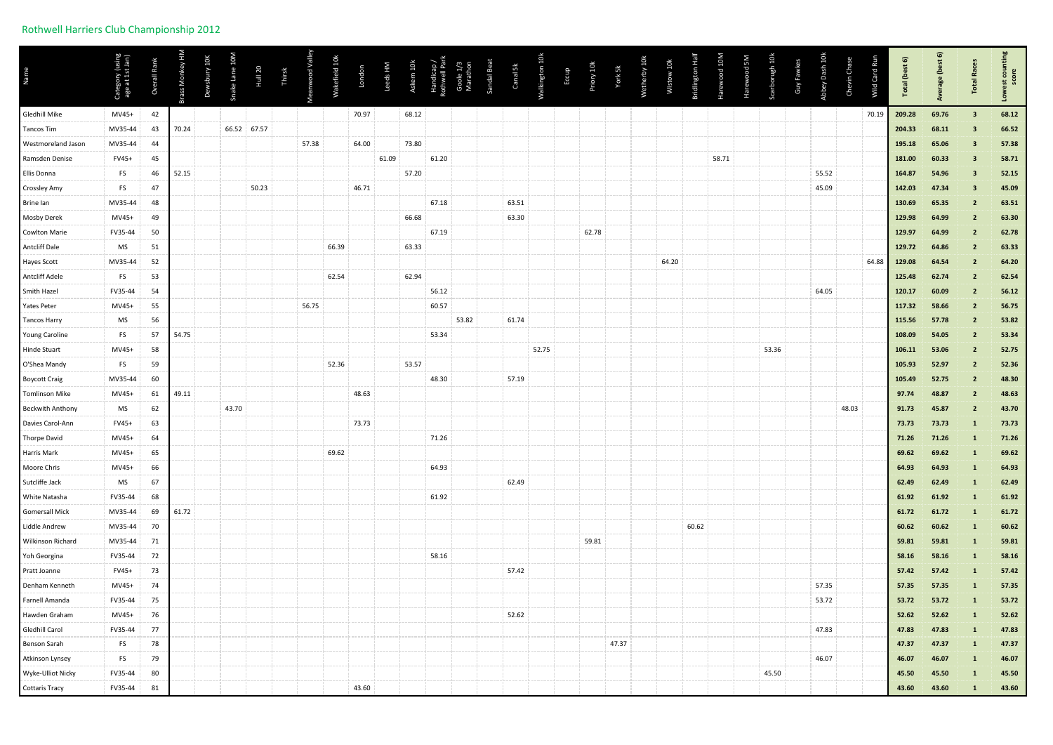# Rothwell Harriers Club Championship 2012

| Name | Category (using age at 1st Jan) | Overall Rank | Brass Monkey HM | Dewsbury 10K | Snake Lane 10M | Hull 20 | Thirsk | Meanwood Valley | Wakefield 10k | London | Leeds HM | Askern 10k | Handicap / Rothwell Park | Goole 1/3 Marathon | Sandal Beat | Canal 5k | Walkington 10k | Eccup | Priory 10k | York 5k | Wetherby 10k | Wistow 10k | Bridlington Half | Harewood 10M | Harewood 5M | Scarborough 10k | Guy Fawkes | Abbey Dash 10k | Chevin Chase | Wild Card Run | Total (best 6) | Average (best 6) | Total Races | Lowest counting score |
|---|---|---|---|---|---|---|---|---|---|---|---|---|---|---|---|---|---|---|---|---|---|---|---|---|---|---|---|---|---|---|---|---|---|---|
| Gledhill Mike | MV45+ | 42 | | | | | | | | 70.97 | | 68.12 | | | | | | | | | | | | | | | | | | 70.19 | 209.28 | 69.76 | 3 | 68.12 |
| Tancos Tim | MV35-44 | 43 | 70.24 | | 66.52 | 67.57 | | | | | | | | | | | | | | | | | | | | | | | | | 204.33 | 68.11 | 3 | 66.52 |
| Westmoreland Jason | MV35-44 | 44 | | | | | | 57.38 | | 64.00 | | 73.80 | | | | | | | | | | | | | | | | | | | 195.18 | 65.06 | 3 | 57.38 |
| Ramsden Denise | FV45+ | 45 | | | | | | | | | 61.09 | | 61.20 | | | | | | | | | | | 58.71 | | | | | | | 181.00 | 60.33 | 3 | 58.71 |
| Ellis Donna | FS | 46 | 52.15 | | | | | | | | | 57.20 | | | | | | | | | | | | | | | | 55.52 | | | 164.87 | 54.96 | 3 | 52.15 |
| Crossley Amy | FS | 47 | | | | 50.23 | | | | 46.71 | | | | | | | | | | | | | | | | | | 45.09 | | | 142.03 | 47.34 | 3 | 45.09 |
| Brine Ian | MV35-44 | 48 | | | | | | | | | | | 67.18 | | | 63.51 | | | | | | | | | | | | | | | 130.69 | 65.35 | 2 | 63.51 |
| Mosby Derek | MV45+ | 49 | | | | | | | | | | 66.68 | | | | 63.30 | | | | | | | | | | | | | | | 129.98 | 64.99 | 2 | 63.30 |
| Cowlton Marie | FV35-44 | 50 | | | | | | | | | | | 67.19 | | | | | | 62.78 | | | | | | | | | | | | 129.97 | 64.99 | 2 | 62.78 |
| Antcliff Dale | MS | 51 | | | | | | | 66.39 | | | 63.33 | | | | | | | | | | | | | | | | | | | 129.72 | 64.86 | 2 | 63.33 |
| Hayes Scott | MV35-44 | 52 | | | | | | | | | | | | | | | | | | | | 64.20 | | | | | | | | 64.88 | 129.08 | 64.54 | 2 | 64.20 |
| Antcliff Adele | FS | 53 | | | | | | | 62.54 | | | 62.94 | | | | | | | | | | | | | | | | | | | 125.48 | 62.74 | 2 | 62.54 |
| Smith Hazel | FV35-44 | 54 | | | | | | | | | | | 56.12 | | | | | | | | | | | | | | | 64.05 | | | 120.17 | 60.09 | 2 | 56.12 |
| Yates Peter | MV45+ | 55 | | | | | | 56.75 | | | | | 60.57 | | | | | | | | | | | | | | | | | | 117.32 | 58.66 | 2 | 56.75 |
| Tancos Harry | MS | 56 | | | | | | | | | | | | 53.82 | | 61.74 | | | | | | | | | | | | | | | 115.56 | 57.78 | 2 | 53.82 |
| Young Caroline | FS | 57 | 54.75 | | | | | | | | | | 53.34 | | | | | | | | | | | | | | | | | | 108.09 | 54.05 | 2 | 53.34 |
| Hinde Stuart | MV45+ | 58 | | | | | | | | | | | | | | | 52.75 | | | | | | | | | 53.36 | | | | | 106.11 | 53.06 | 2 | 52.75 |
| O'Shea Mandy | FS | 59 | | | | | | | 52.36 | | | 53.57 | | | | | | | | | | | | | | | | | | | 105.93 | 52.97 | 2 | 52.36 |
| Boycott Craig | MV35-44 | 60 | | | | | | | | | | | 48.30 | | | 57.19 | | | | | | | | | | | | | | | 105.49 | 52.75 | 2 | 48.30 |
| Tomlinson Mike | MV45+ | 61 | 49.11 | | | | | | | 48.63 | | | | | | | | | | | | | | | | | | | | | 97.74 | 48.87 | 2 | 48.63 |
| Beckwith Anthony | MS | 62 | | | 43.70 | | | | | | | | | | | | | | | | | | | | | | | | 48.03 | | 91.73 | 45.87 | 2 | 43.70 |
| Davies Carol-Ann | FV45+ | 63 | | | | | | | | 73.73 | | | | | | | | | | | | | | | | | | | | | 73.73 | 73.73 | 1 | 73.73 |
| Thorpe David | MV45+ | 64 | | | | | | | | | | | 71.26 | | | | | | | | | | | | | | | | | | 71.26 | 71.26 | 1 | 71.26 |
| Harris Mark | MV45+ | 65 | | | | | | | 69.62 | | | | | | | | | | | | | | | | | | | | | | 69.62 | 69.62 | 1 | 69.62 |
| Moore Chris | MV45+ | 66 | | | | | | | | | | | 64.93 | | | | | | | | | | | | | | | | | | 64.93 | 64.93 | 1 | 64.93 |
| Sutcliffe Jack | MS | 67 | | | | | | | | | | | | | | 62.49 | | | | | | | | | | | | | | | 62.49 | 62.49 | 1 | 62.49 |
| White Natasha | FV35-44 | 68 | | | | | | | | | | | 61.92 | | | | | | | | | | | | | | | | | | 61.92 | 61.92 | 1 | 61.92 |
| Gomersall Mick | MV35-44 | 69 | 61.72 | | | | | | | | | | | | | | | | | | | | | | | | | | | | 61.72 | 61.72 | 1 | 61.72 |
| Liddle Andrew | MV35-44 | 70 | | | | | | | | | | | | | | | | | | | | | 60.62 | | | | | | | | 60.62 | 60.62 | 1 | 60.62 |
| Wilkinson Richard | MV35-44 | 71 | | | | | | | | | | | | | | | | | 59.81 | | | | | | | | | | | | 59.81 | 59.81 | 1 | 59.81 |
| Yoh Georgina | FV35-44 | 72 | | | | | | | | | | | 58.16 | | | | | | | | | | | | | | | | | | 58.16 | 58.16 | 1 | 58.16 |
| Pratt Joanne | FV45+ | 73 | | | | | | | | | | | | | | 57.42 | | | | | | | | | | | | | | | 57.42 | 57.42 | 1 | 57.42 |
| Denham Kenneth | MV45+ | 74 | | | | | | | | | | | | | | | | | | | | | | | | | | 57.35 | | | 57.35 | 57.35 | 1 | 57.35 |
| Farnell Amanda | FV35-44 | 75 | | | | | | | | | | | | | | | | | | | | | | | | | | 53.72 | | | 53.72 | 53.72 | 1 | 53.72 |
| Hawden Graham | MV45+ | 76 | | | | | | | | | | | | | | 52.62 | | | | | | | | | | | | | | | 52.62 | 52.62 | 1 | 52.62 |
| Gledhill Carol | FV35-44 | 77 | | | | | | | | | | | | | | | | | | | | | | | | | | 47.83 | | | 47.83 | 47.83 | 1 | 47.83 |
| Benson Sarah | FS | 78 | | | | | | | | | | | | | | | | | | 47.37 | | | | | | | | | | | 47.37 | 47.37 | 1 | 47.37 |
| Atkinson Lynsey | FS | 79 | | | | | | | | | | | | | | | | | | | | | | | | | | 46.07 | | | 46.07 | 46.07 | 1 | 46.07 |
| Wyke-Ulliot Nicky | FV35-44 | 80 | | | | | | | | | | | | | | | | | | | | | | | | 45.50 | | | | | 45.50 | 45.50 | 1 | 45.50 |
| Cottaris Tracy | FV35-44 | 81 | | | | | | | | 43.60 | | | | | | | | | | | | | | | | | | | | | 43.60 | 43.60 | 1 | 43.60 |